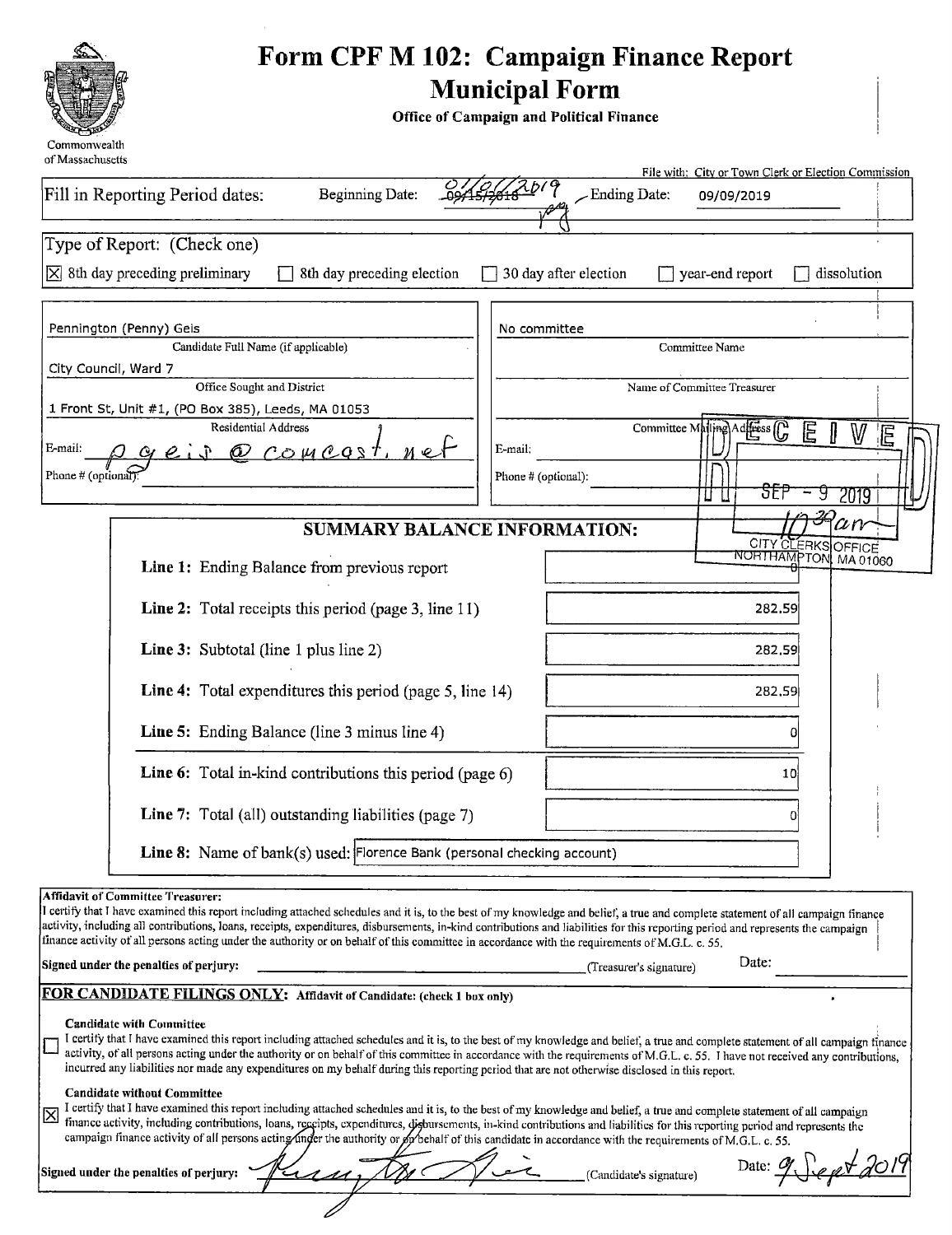Commonwealth of Massachusetts

# Form CPF M 102: Campaign Finance Report Municipal Form

**Office of Campaign and Political Finance**

File with: City or Town Clerk or Election Commission

Fill in Reporting Period dates: Beginning Date: ~~09/15/2018~~ 01/01/2019 Ending Date: 09/09/2019

Type of Report: (Check one)

- [x] 8th day preceding preliminary
- [ ] 8th day preceding election
- [ ] 30 day after election
- [ ] year-end report
- [ ] dissolution

Pennington (Penny) Geis
Candidate Full Name (if applicable)

City Council, Ward 7
Office Sought and District

1 Front St, Unit #1, (PO Box 385), Leeds, MA 01053
Residential Address

E-mail: pgeis@comcast.net

Phone # (optional):

No committee
Committee Name

Name of Committee Treasurer

Committee Mailing Address

E-mail:

Phone # (optional):

RECEIVED SEP - 9 2019 10:30am CITY CLERKS OFFICE NORTHAMPTON, MA 01060

## SUMMARY BALANCE INFORMATION:

| Line | Amount |
|---|---|
| **Line 1:** Ending Balance from previous report | 0 |
| **Line 2:** Total receipts this period (page 3, line 11) | 282.59 |
| **Line 3:** Subtotal (line 1 plus line 2) | 282.59 |
| **Line 4:** Total expenditures this period (page 5, line 14) | 282.59 |
| **Line 5:** Ending Balance (line 3 minus line 4) | 0 |
| **Line 6:** Total in-kind contributions this period (page 6) | 10 |
| **Line 7:** Total (all) outstanding liabilities (page 7) | 0 |
| **Line 8:** Name of bank(s) used: | Florence Bank (personal checking account) |

**Affidavit of Committee Treasurer:**
I certify that I have examined this report including attached schedules and it is, to the best of my knowledge and belief, a true and complete statement of all campaign finance activity, including all contributions, loans, receipts, expenditures, disbursements, in-kind contributions and liabilities for this reporting period and represents the campaign finance activity of all persons acting under the authority or on behalf of this committee in accordance with the requirements of M.G.L. c. 55.

**Signed under the penalties of perjury:** ____________________ (Treasurer's signature) Date: ________

**FOR CANDIDATE FILINGS ONLY:** Affidavit of Candidate: (check 1 box only)

- [ ] **Candidate with Committee**
I certify that I have examined this report including attached schedules and it is, to the best of my knowledge and belief, a true and complete statement of all campaign finance activity, of all persons acting under the authority or on behalf of this committee in accordance with the requirements of M.G.L. c. 55. I have not received any contributions, incurred any liabilities nor made any expenditures on my behalf during this reporting period that are not otherwise disclosed in this report.

- [x] **Candidate without Committee**
I certify that I have examined this report including attached schedules and it is, to the best of my knowledge and belief, a true and complete statement of all campaign finance activity, including contributions, loans, receipts, expenditures, disbursements, in-kind contributions and liabilities for this reporting period and represents the campaign finance activity of all persons acting under the authority or on behalf of this candidate in accordance with the requirements of M.G.L. c. 55.

**Signed under the penalties of perjury:** [signature] (Candidate's signature) Date: 9 Sept 2019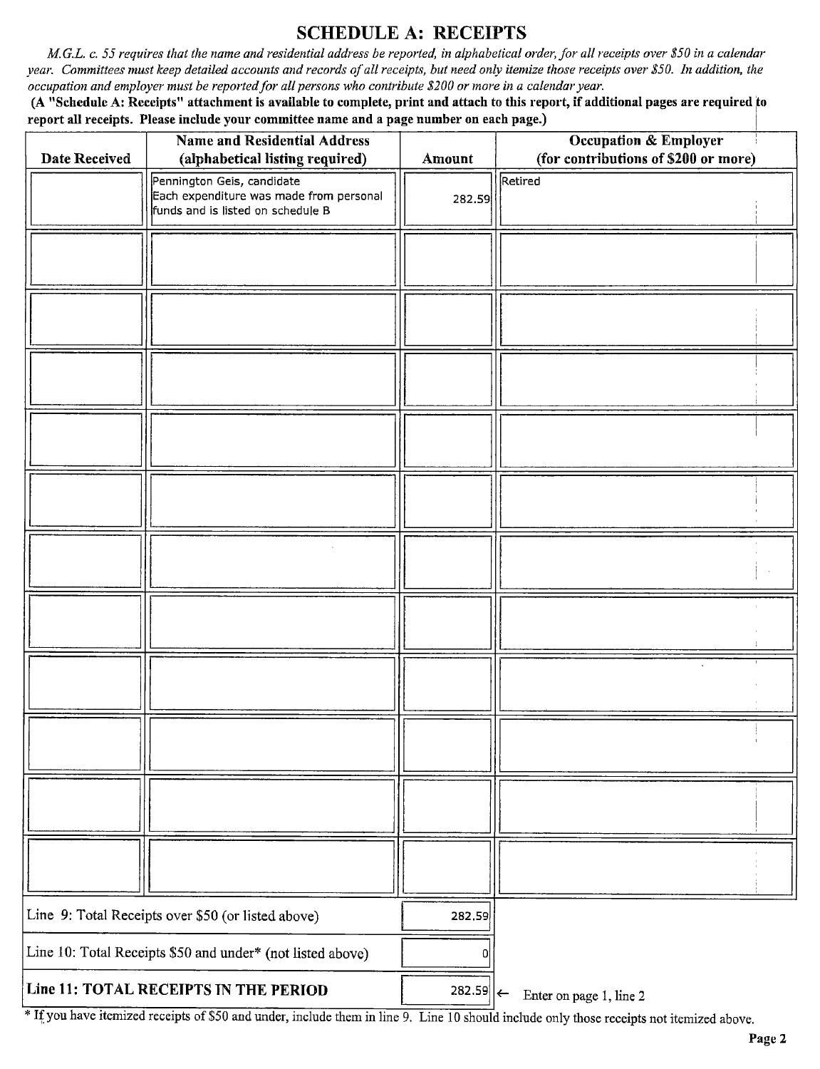# SCHEDULE A: RECEIPTS

*M.G.L. c. 55 requires that the name and residential address be reported, in alphabetical order, for all receipts over $50 in a calendar year. Committees must keep detailed accounts and records of all receipts, but need only itemize those receipts over $50. In addition, the occupation and employer must be reported for all persons who contribute $200 or more in a calendar year.*

**(A "Schedule A: Receipts" attachment is available to complete, print and attach to this report, if additional pages are required to report all receipts. Please include your committee name and a page number on each page.)**

| Date Received | Name and Residential Address (alphabetical listing required) | Amount | Occupation & Employer (for contributions of $200 or more) |
|---|---|---|---|
| | Pennington Geis, candidate Each expenditure was made from personal funds and is listed on schedule B | 282.59 | Retired |
| | | | |
| | | | |
| | | | |
| | | | |
| | | | |
| | | | |
| | | | |
| | | | |
| | | | |
| | | | |
| | | | |

| | |
|---|---|
| Line 9: Total Receipts over $50 (or listed above) | 282.59 |
| Line 10: Total Receipts $50 and under* (not listed above) | 0 |
| **Line 11: TOTAL RECEIPTS IN THE PERIOD** | 282.59 ← Enter on page 1, line 2 |

* If you have itemized receipts of $50 and under, include them in line 9. Line 10 should include only those receipts not itemized above.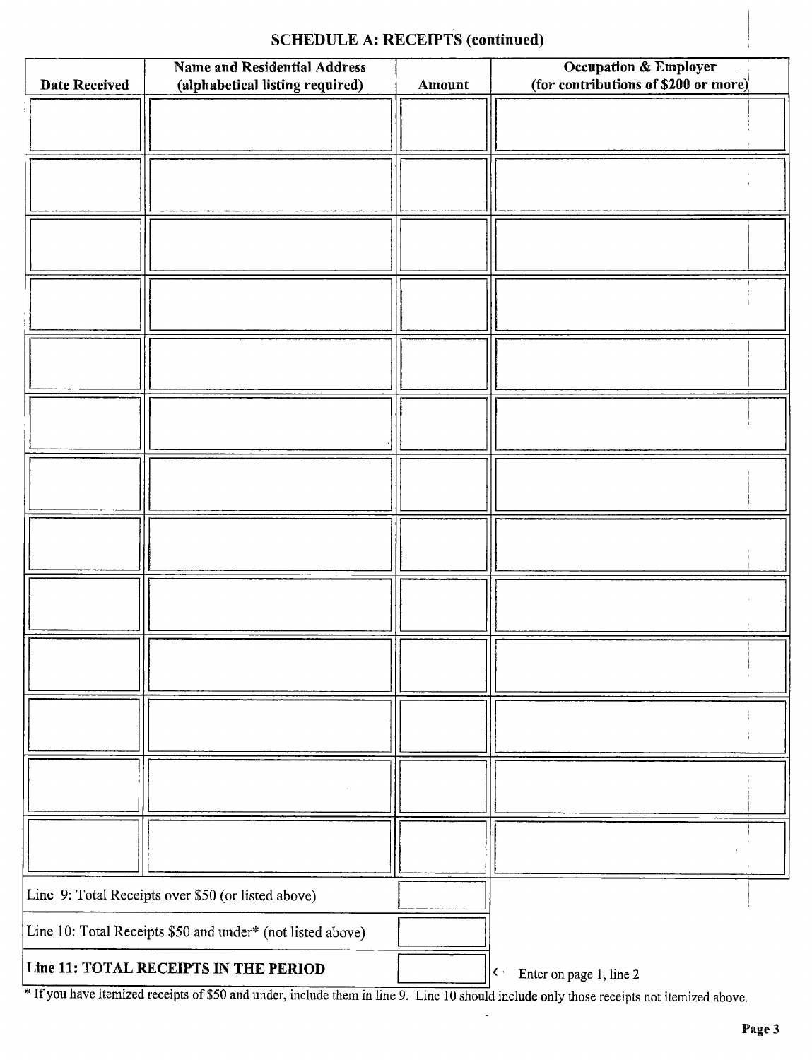## SCHEDULE A: RECEIPTS (continued)

| Date Received | Name and Residential Address (alphabetical listing required) | Amount | Occupation & Employer (for contributions of $200 or more) |
|---|---|---|---|
| | | | |
| | | | |
| | | | |
| | | | |
| | | | |
| | | | |
| | | | |
| | | | |
| | | | |
| | | | |
| | | | |
| | | | |
| | | | |
| Line 9: Total Receipts over $50 (or listed above) | | | |
| Line 10: Total Receipts $50 and under* (not listed above) | | | |
| **Line 11: TOTAL RECEIPTS IN THE PERIOD** | | | ← Enter on page 1, line 2 |

* If you have itemized receipts of $50 and under, include them in line 9. Line 10 should include only those receipts not itemized above.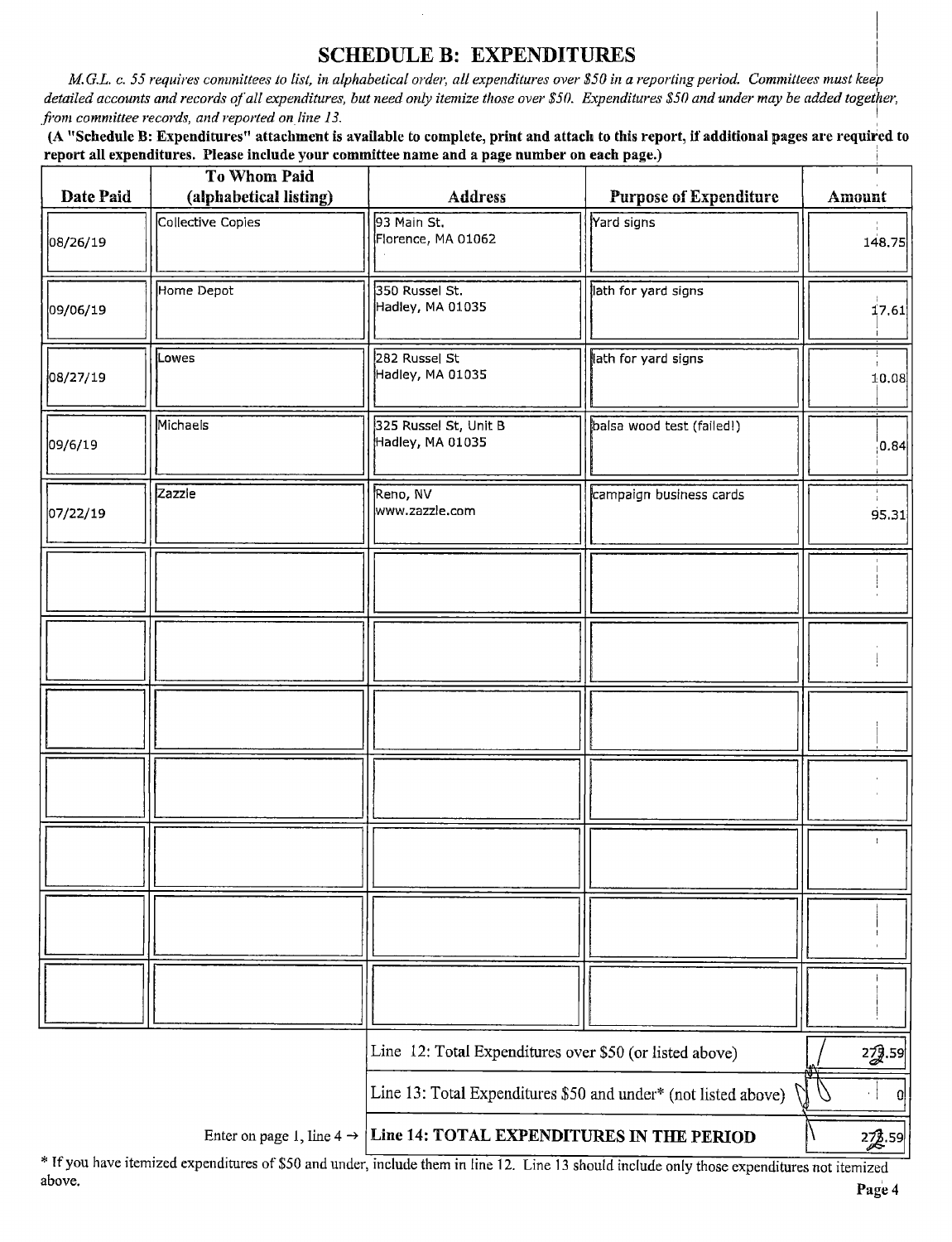## SCHEDULE B: EXPENDITURES

*M.G.L. c. 55 requires committees to list, in alphabetical order, all expenditures over $50 in a reporting period. Committees must keep detailed accounts and records of all expenditures, but need only itemize those over $50. Expenditures $50 and under may be added together, from committee records, and reported on line 13.*

**(A "Schedule B: Expenditures" attachment is available to complete, print and attach to this report, if additional pages are required to report all expenditures. Please include your committee name and a page number on each page.)**

| Date Paid | To Whom Paid (alphabetical listing) | Address | Purpose of Expenditure | Amount |
|---|---|---|---|---|
| 08/26/19 | Collective Copies | 93 Main St. Florence, MA 01062 | Yard signs | 148.75 |
| 09/06/19 | Home Depot | 350 Russel St. Hadley, MA 01035 | lath for yard signs | 17.61 |
| 08/27/19 | Lowes | 282 Russel St Hadley, MA 01035 | lath for yard signs | 10.08 |
| 09/6/19 | Michaels | 325 Russel St, Unit B Hadley, MA 01035 | balsa wood test (failed!) | 0.84 |
| 07/22/19 | Zazzle | Reno, NV www.zazzle.com | campaign business cards | 95.31 |
| | | | | |
| | | | | |
| | | | | |
| | | | | |
| | | | | |
| | | | | |
| | | | | |

| | |
|---|---|
| Line 12: Total Expenditures over $50 (or listed above) | 272.59 |
| Line 13: Total Expenditures $50 and under* (not listed above) | 0 |
| Enter on page 1, line 4 → **Line 14: TOTAL EXPENDITURES IN THE PERIOD** | 272.59 |

\* If you have itemized expenditures of $50 and under, include them in line 12. Line 13 should include only those expenditures not itemized above.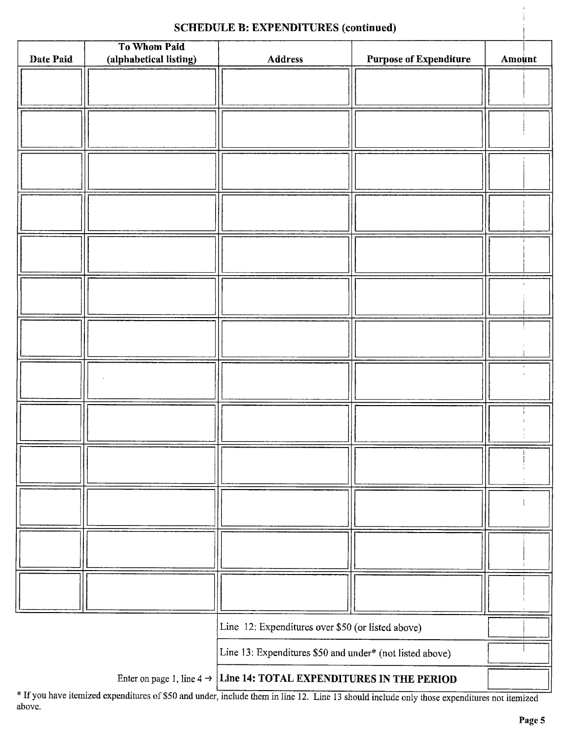## SCHEDULE B: EXPENDITURES (continued)

| Date Paid | To Whom Paid (alphabetical listing) | Address | Purpose of Expenditure | Amount |
|---|---|---|---|---|
| | | | | |
| | | | | |
| | | | | |
| | | | | |
| | | | | |
| | | | | |
| | | | | |
| | | | | |
| | | | | |
| | | | | |
| | | | | |
| | | | | |
| | | | | |

| | | |
|---|---|---|
| | Line 12: Expenditures over $50 (or listed above) | |
| | Line 13: Expenditures $50 and under* (not listed above) | |
| Enter on page 1, line 4 → | **Line 14: TOTAL EXPENDITURES IN THE PERIOD** | |

* If you have itemized expenditures of $50 and under, include them in line 12. Line 13 should include only those expenditures not itemized above.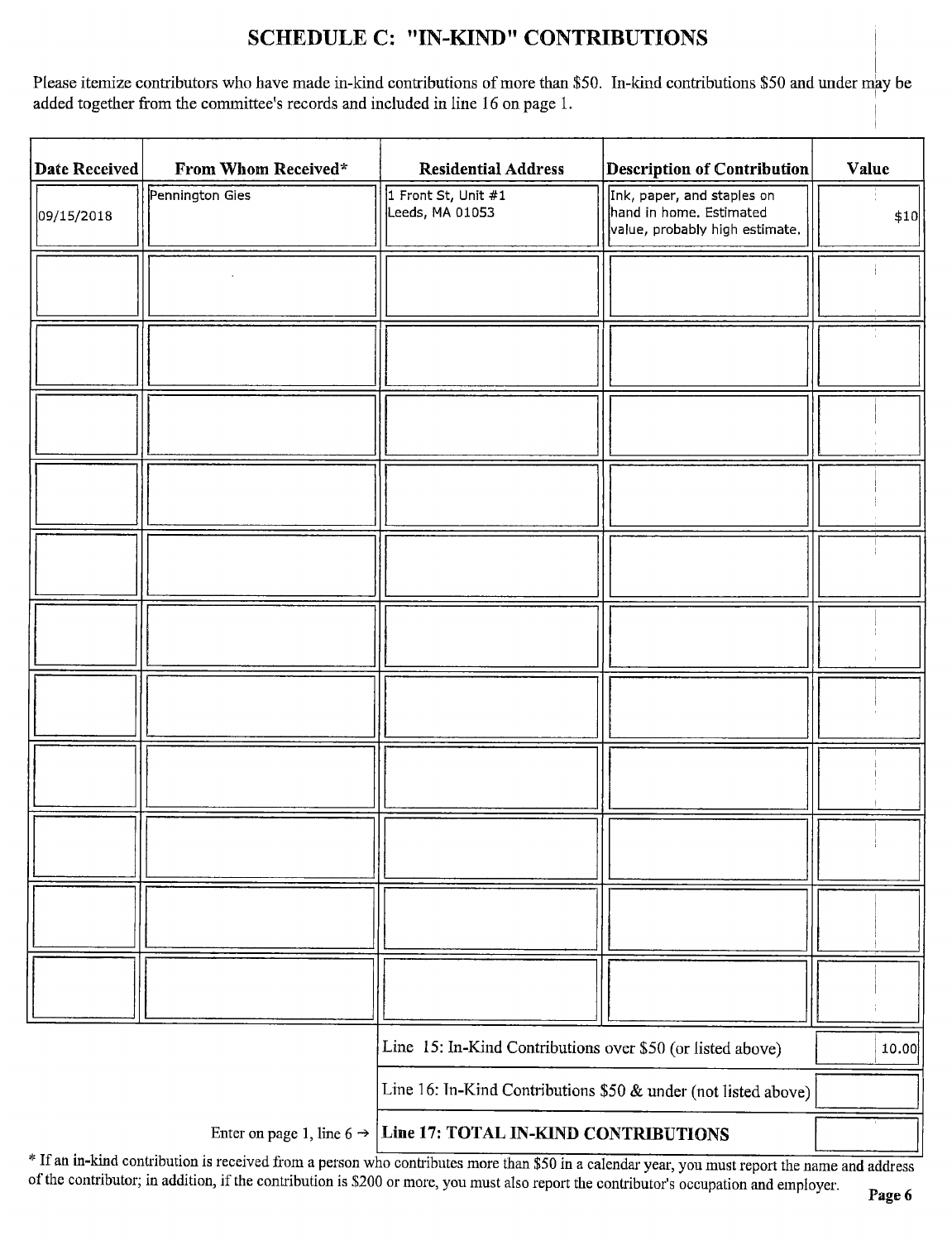## SCHEDULE C: "IN-KIND" CONTRIBUTIONS

Please itemize contributors who have made in-kind contributions of more than $50. In-kind contributions $50 and under may be added together from the committee's records and included in line 16 on page 1.

| Date Received | From Whom Received* | Residential Address | Description of Contribution | Value |
|---|---|---|---|---|
| 09/15/2018 | Pennington Gies | 1 Front St, Unit #1 Leeds, MA 01053 | Ink, paper, and staples on hand in home. Estimated value, probably high estimate. | $10 |
| | | | | |
| | | | | |
| | | | | |
| | | | | |
| | | | | |
| | | | | |
| | | | | |
| | | | | |
| | | | | |
| | | | | |
| | | | | |

| | |
|---|---|
| Line 15: In-Kind Contributions over $50 (or listed above) | 10.00 |
| Line 16: In-Kind Contributions $50 & under (not listed above) | |
| Enter on page 1, line 6 → **Line 17: TOTAL IN-KIND CONTRIBUTIONS** | |

* If an in-kind contribution is received from a person who contributes more than $50 in a calendar year, you must report the name and address of the contributor; in addition, if the contribution is $200 or more, you must also report the contributor's occupation and employer.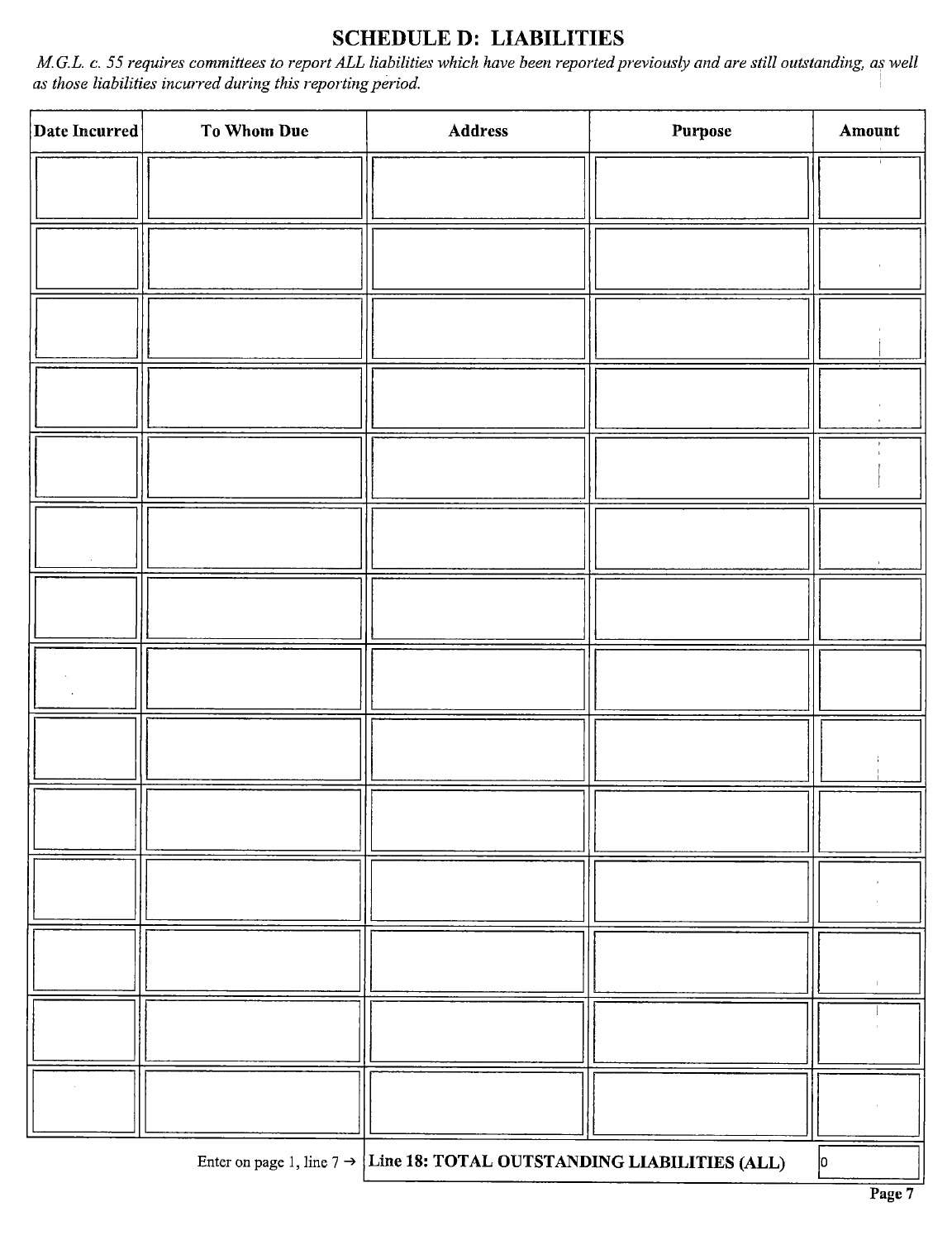## SCHEDULE D: LIABILITIES

*M.G.L. c. 55 requires committees to report ALL liabilities which have been reported previously and are still outstanding, as well as those liabilities incurred during this reporting period.*

| Date Incurred | To Whom Due | Address | Purpose | Amount |
|---|---|---|---|---|
| | | | | |
| | | | | |
| | | | | |
| | | | | |
| | | | | |
| | | | | |
| | | | | |
| | | | | |
| | | | | |
| | | | | |
| | | | | |
| | | | | |
| | | | | |
| | | | | |

Enter on page 1, line 7 → **Line 18: TOTAL OUTSTANDING LIABILITIES (ALL)** 0